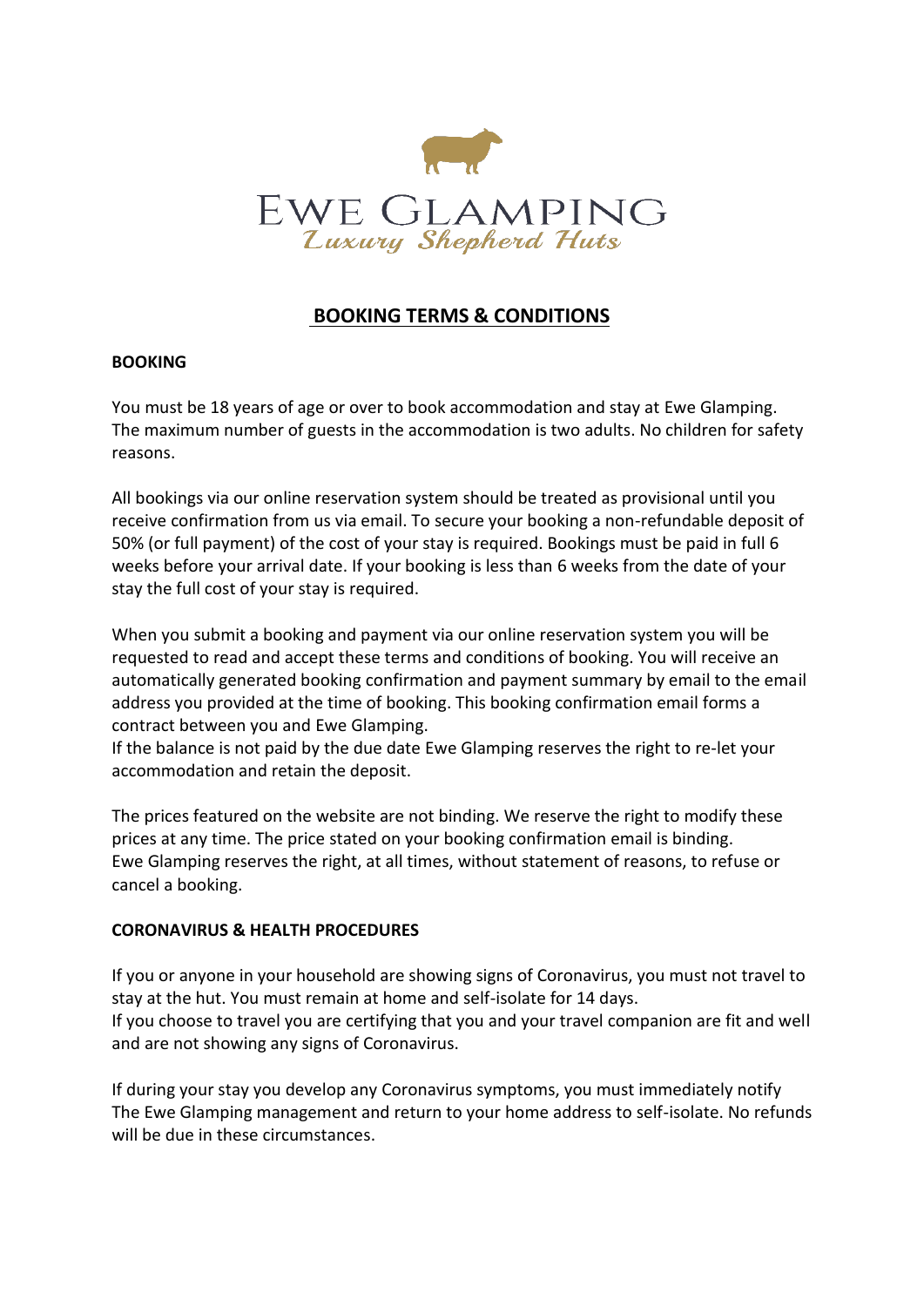EWE GLAMPING

*Luxury Shepherd Huts*

# BOOKING TERMS & CONDITIONS

## BOOKING

You must be 18 years of age or over to book accommodation and stay at Ewe Glamping. The maximum number of guests in the accommodation is two adults. No children for safety reasons.

All bookings via our online reservation system should be treated as provisional until you receive confirmation from us via email. To secure your booking a non-refundable deposit of 50% (or full payment) of the cost of your stay is required. Bookings must be paid in full 6 weeks before your arrival date. If your booking is less than 6 weeks from the date of your stay the full cost of your stay is required.

When you submit a booking and payment via our online reservation system you will be requested to read and accept these terms and conditions of booking. You will receive an automatically generated booking confirmation and payment summary by email to the email address you provided at the time of booking. This booking confirmation email forms a contract between you and Ewe Glamping.
If the balance is not paid by the due date Ewe Glamping reserves the right to re-let your accommodation and retain the deposit.

The prices featured on the website are not binding. We reserve the right to modify these prices at any time. The price stated on your booking confirmation email is binding.
Ewe Glamping reserves the right, at all times, without statement of reasons, to refuse or cancel a booking.

## CORONAVIRUS & HEALTH PROCEDURES

If you or anyone in your household are showing signs of Coronavirus, you must not travel to stay at the hut. You must remain at home and self-isolate for 14 days.
If you choose to travel you are certifying that you and your travel companion are fit and well and are not showing any signs of Coronavirus.

If during your stay you develop any Coronavirus symptoms, you must immediately notify The Ewe Glamping management and return to your home address to self-isolate. No refunds will be due in these circumstances.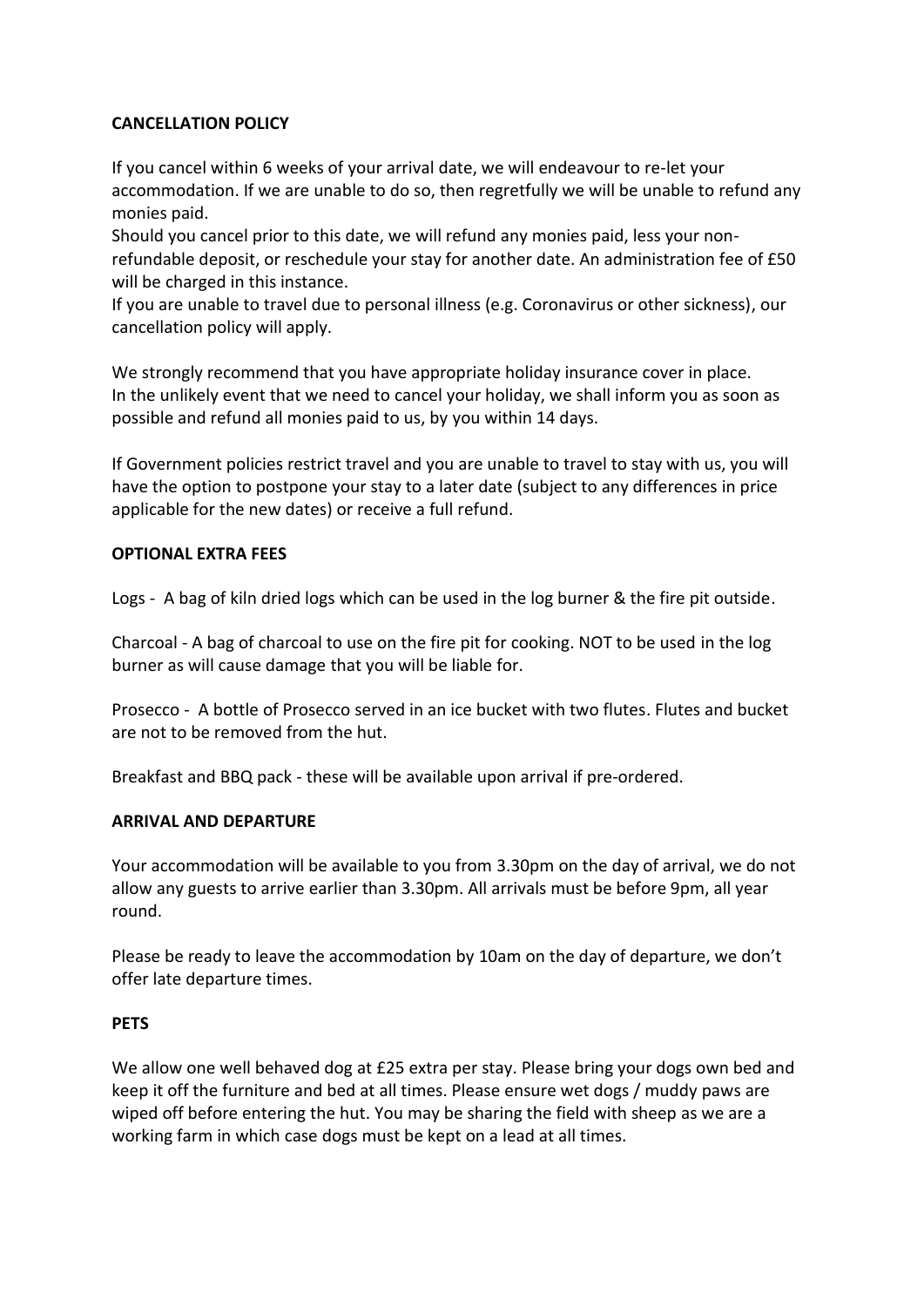**CANCELLATION POLICY**

If you cancel within 6 weeks of your arrival date, we will endeavour to re-let your accommodation. If we are unable to do so, then regretfully we will be unable to refund any monies paid.
Should you cancel prior to this date, we will refund any monies paid, less your non-refundable deposit, or reschedule your stay for another date. An administration fee of £50 will be charged in this instance.
If you are unable to travel due to personal illness (e.g. Coronavirus or other sickness), our cancellation policy will apply.

We strongly recommend that you have appropriate holiday insurance cover in place.
In the unlikely event that we need to cancel your holiday, we shall inform you as soon as possible and refund all monies paid to us, by you within 14 days.

If Government policies restrict travel and you are unable to travel to stay with us, you will have the option to postpone your stay to a later date (subject to any differences in price applicable for the new dates) or receive a full refund.

**OPTIONAL EXTRA FEES**

Logs - A bag of kiln dried logs which can be used in the log burner & the fire pit outside.

Charcoal - A bag of charcoal to use on the fire pit for cooking. NOT to be used in the log burner as will cause damage that you will be liable for.

Prosecco - A bottle of Prosecco served in an ice bucket with two flutes. Flutes and bucket are not to be removed from the hut.

Breakfast and BBQ pack - these will be available upon arrival if pre-ordered.

**ARRIVAL AND DEPARTURE**

Your accommodation will be available to you from 3.30pm on the day of arrival, we do not allow any guests to arrive earlier than 3.30pm. All arrivals must be before 9pm, all year round.

Please be ready to leave the accommodation by 10am on the day of departure, we don't offer late departure times.

**PETS**

We allow one well behaved dog at £25 extra per stay. Please bring your dogs own bed and keep it off the furniture and bed at all times. Please ensure wet dogs / muddy paws are wiped off before entering the hut. You may be sharing the field with sheep as we are a working farm in which case dogs must be kept on a lead at all times.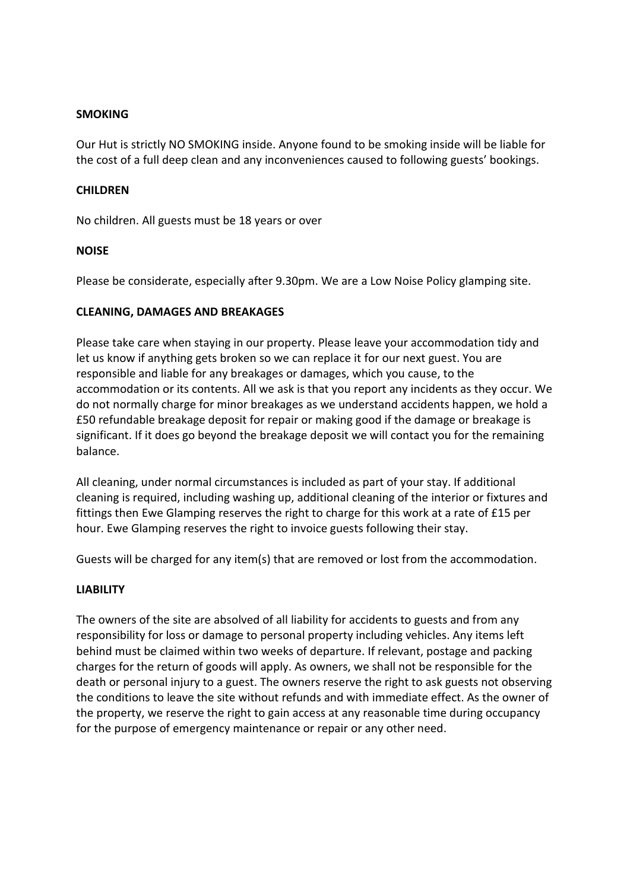**SMOKING**

Our Hut is strictly NO SMOKING inside. Anyone found to be smoking inside will be liable for the cost of a full deep clean and any inconveniences caused to following guests' bookings.

**CHILDREN**

No children. All guests must be 18 years or over

**NOISE**

Please be considerate, especially after 9.30pm. We are a Low Noise Policy glamping site.

**CLEANING, DAMAGES AND BREAKAGES**

Please take care when staying in our property. Please leave your accommodation tidy and let us know if anything gets broken so we can replace it for our next guest. You are responsible and liable for any breakages or damages, which you cause, to the accommodation or its contents. All we ask is that you report any incidents as they occur. We do not normally charge for minor breakages as we understand accidents happen, we hold a £50 refundable breakage deposit for repair or making good if the damage or breakage is significant. If it does go beyond the breakage deposit we will contact you for the remaining balance.

All cleaning, under normal circumstances is included as part of your stay. If additional cleaning is required, including washing up, additional cleaning of the interior or fixtures and fittings then Ewe Glamping reserves the right to charge for this work at a rate of £15 per hour. Ewe Glamping reserves the right to invoice guests following their stay.

Guests will be charged for any item(s) that are removed or lost from the accommodation.

**LIABILITY**

The owners of the site are absolved of all liability for accidents to guests and from any responsibility for loss or damage to personal property including vehicles. Any items left behind must be claimed within two weeks of departure. If relevant, postage and packing charges for the return of goods will apply. As owners, we shall not be responsible for the death or personal injury to a guest. The owners reserve the right to ask guests not observing the conditions to leave the site without refunds and with immediate effect. As the owner of the property, we reserve the right to gain access at any reasonable time during occupancy for the purpose of emergency maintenance or repair or any other need.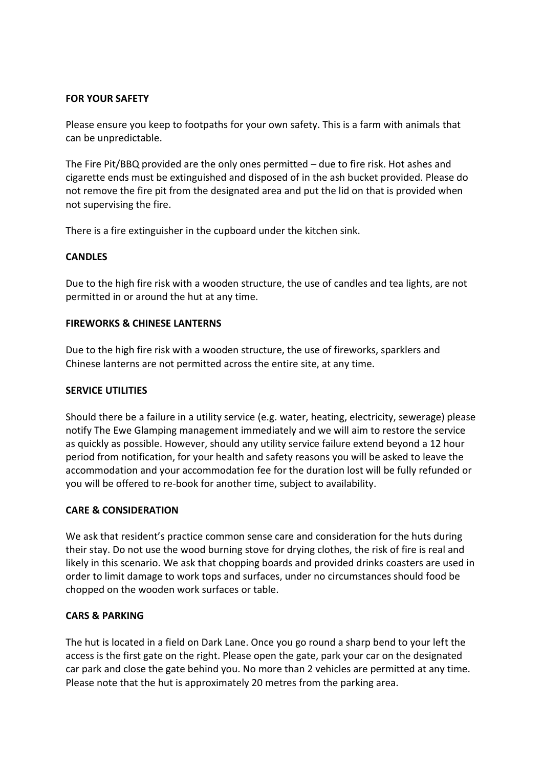**FOR YOUR SAFETY**

Please ensure you keep to footpaths for your own safety. This is a farm with animals that can be unpredictable.

The Fire Pit/BBQ provided are the only ones permitted – due to fire risk. Hot ashes and cigarette ends must be extinguished and disposed of in the ash bucket provided. Please do not remove the fire pit from the designated area and put the lid on that is provided when not supervising the fire.

There is a fire extinguisher in the cupboard under the kitchen sink.

**CANDLES**

Due to the high fire risk with a wooden structure, the use of candles and tea lights, are not permitted in or around the hut at any time.

**FIREWORKS & CHINESE LANTERNS**

Due to the high fire risk with a wooden structure, the use of fireworks, sparklers and Chinese lanterns are not permitted across the entire site, at any time.

**SERVICE UTILITIES**

Should there be a failure in a utility service (e.g. water, heating, electricity, sewerage) please notify The Ewe Glamping management immediately and we will aim to restore the service as quickly as possible. However, should any utility service failure extend beyond a 12 hour period from notification, for your health and safety reasons you will be asked to leave the accommodation and your accommodation fee for the duration lost will be fully refunded or you will be offered to re-book for another time, subject to availability.

**CARE & CONSIDERATION**

We ask that resident's practice common sense care and consideration for the huts during their stay. Do not use the wood burning stove for drying clothes, the risk of fire is real and likely in this scenario. We ask that chopping boards and provided drinks coasters are used in order to limit damage to work tops and surfaces, under no circumstances should food be chopped on the wooden work surfaces or table.

**CARS & PARKING**

The hut is located in a field on Dark Lane. Once you go round a sharp bend to your left the access is the first gate on the right. Please open the gate, park your car on the designated car park and close the gate behind you. No more than 2 vehicles are permitted at any time. Please note that the hut is approximately 20 metres from the parking area.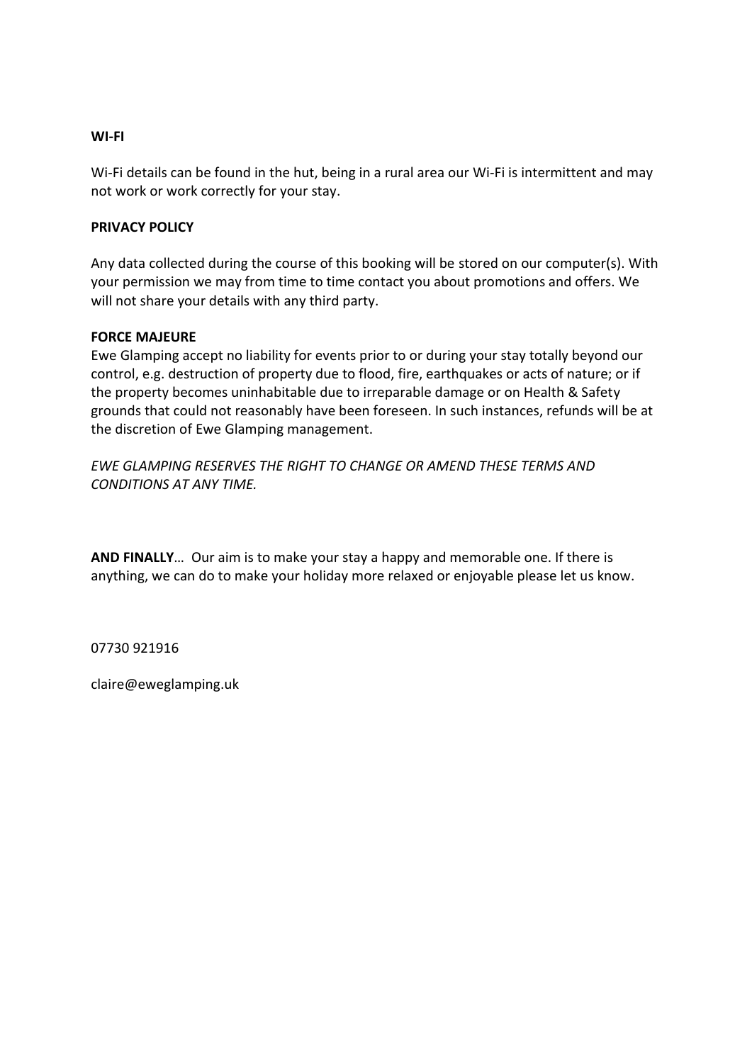**WI-FI**

Wi-Fi details can be found in the hut, being in a rural area our Wi-Fi is intermittent and may not work or work correctly for your stay.

**PRIVACY POLICY**

Any data collected during the course of this booking will be stored on our computer(s). With your permission we may from time to time contact you about promotions and offers. We will not share your details with any third party.

**FORCE MAJEURE**

Ewe Glamping accept no liability for events prior to or during your stay totally beyond our control, e.g. destruction of property due to flood, fire, earthquakes or acts of nature; or if the property becomes uninhabitable due to irreparable damage or on Health & Safety grounds that could not reasonably have been foreseen. In such instances, refunds will be at the discretion of Ewe Glamping management.

*EWE GLAMPING RESERVES THE RIGHT TO CHANGE OR AMEND THESE TERMS AND CONDITIONS AT ANY TIME.*

**AND FINALLY**… Our aim is to make your stay a happy and memorable one. If there is anything, we can do to make your holiday more relaxed or enjoyable please let us know.

07730 921916

claire@eweglamping.uk